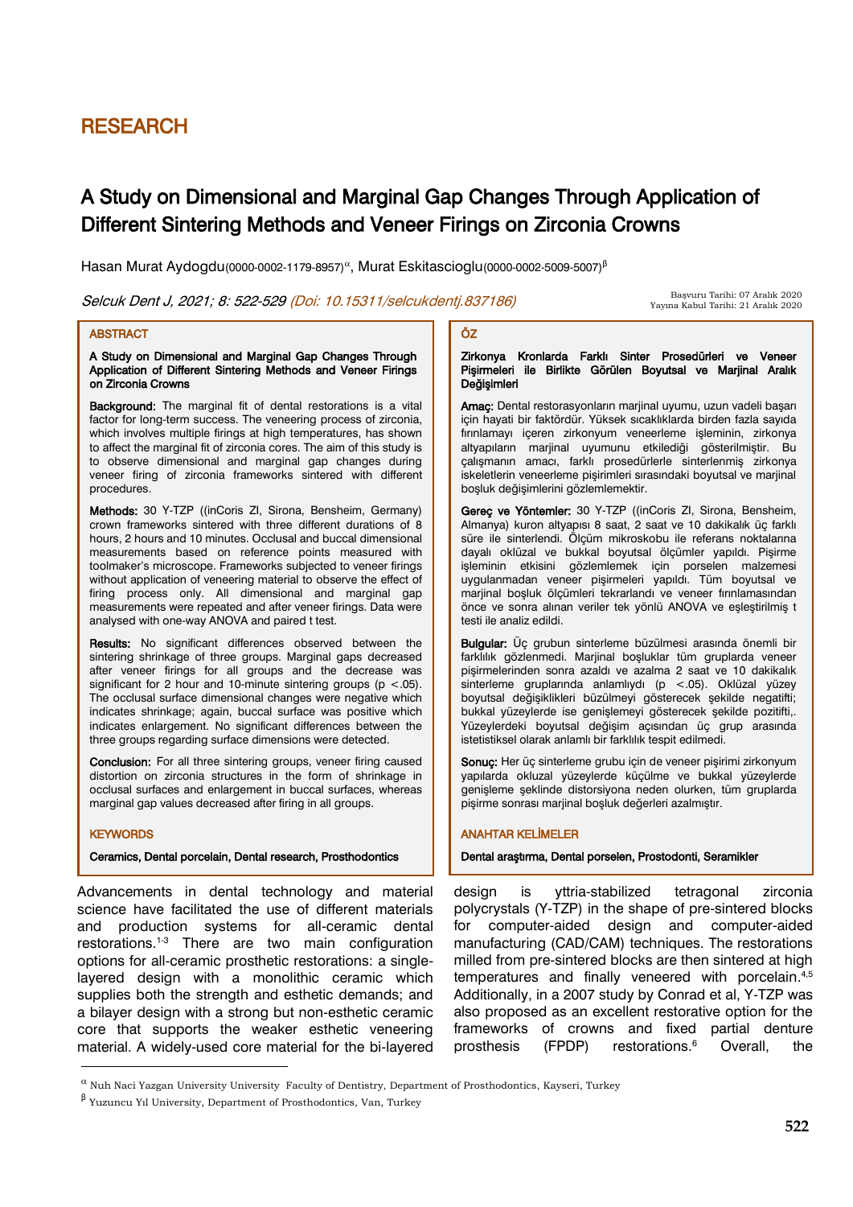RESEARCH

# A Study on Dimensional and Marginal Gap Changes Through Application of Different Sintering Methods and Veneer Firings on Zirconia Crowns

Hasan Murat Aydogdu(0000-0002-1179-8957)[α], Murat Eskitascioglu(0000-0002-5009-5007)[β]

*Selcuk Dent J, 2021; 8: 522-529* (Doi: 10.15311/selcukdentj.837186)

Başvuru Tarihi: 07 Aralık 2020
Yayına Kabul Tarihi: 21 Aralık 2020

## ABSTRACT

**A Study on Dimensional and Marginal Gap Changes Through Application of Different Sintering Methods and Veneer Firings on Zirconia Crowns**

**Background:** The marginal fit of dental restorations is a vital factor for long-term success. The veneering process of zirconia, which involves multiple firings at high temperatures, has shown to affect the marginal fit of zirconia cores. The aim of this study is to observe dimensional and marginal gap changes during veneer firing of zirconia frameworks sintered with different procedures.

**Methods:** 30 Y-TZP ((inCoris ZI, Sirona, Bensheim, Germany) crown frameworks sintered with three different durations of 8 hours, 2 hours and 10 minutes. Occlusal and buccal dimensional measurements based on reference points measured with toolmaker's microscope. Frameworks subjected to veneer firings without application of veneering material to observe the effect of firing process only. All dimensional and marginal gap measurements were repeated and after veneer firings. Data were analysed with one-way ANOVA and paired t test.

**Results:** No significant differences observed between the sintering shrinkage of three groups. Marginal gaps decreased after veneer firings for all groups and the decrease was significant for 2 hour and 10-minute sintering groups ($p < .05$). The occlusal surface dimensional changes were negative which indicates shrinkage; again, buccal surface was positive which indicates enlargement. No significant differences between the three groups regarding surface dimensions were detected.

**Conclusion:** For all three sintering groups, veneer firing caused distortion on zirconia structures in the form of shrinkage in occlusal surfaces and enlargement in buccal surfaces, whereas marginal gap values decreased after firing in all groups.

### KEYWORDS

**Ceramics, Dental porcelain, Dental research, Prosthodontics**

## ÖZ

**Zirkonya Kronlarda Farklı Sinter Prosedürleri ve Veneer Pişirmeleri ile Birlikte Görülen Boyutsal ve Marjinal Aralık Değişimleri**

**Amaç:** Dental restorasyonların marjinal uyumu, uzun vadeli başarı için hayati bir faktördür. Yüksek sıcaklıklarda birden fazla sayıda fırınlamayı içeren zirkonyum veneerleme işleminin, zirkonya altyapıların marjinal uyumunu etkilediği gösterilmiştir. Bu çalışmanın amacı, farklı prosedürlerle sinterlenmiş zirkonya iskeletlerin veneerleme pişirimleri sırasındaki boyutsal ve marjinal boşluk değişimlerini gözlemlemektir.

**Gereç ve Yöntemler:** 30 Y-TZP ((inCoris ZI, Sirona, Bensheim, Almanya) kuron altyapısı 8 saat, 2 saat ve 10 dakikalık üç farklı süre ile sinterlendi. Ölçüm mikroskobu ile referans noktalarına dayalı oklüzal ve bukkal boyutsal ölçümler yapıldı. Pişirme işleminin etkisini gözlemlemek için porselen malzemesi uygulanmadan veneer pişirmeleri yapıldı. Tüm boyutsal ve marjinal boşluk ölçümleri tekrarlandı ve veneer fırınlamasından önce ve sonra alınan veriler tek yönlü ANOVA ve eşleştirilmiş t testi ile analiz edildi.

**Bulgular:** Üç grubun sinterleme büzülmesi arasında önemli bir farklılık gözlenmedi. Marjinal boşluklar tüm gruplarda veneer pişirmelerinden sonra azaldı ve azalma 2 saat ve 10 dakikalık sinterleme gruplarında anlamlıydı ($p < .05$). Oklüzal yüzey boyutsal değişiklikleri büzülmeyi gösterecek şekilde negatifti; bukkal yüzeylerde ise genişlemeyi gösterecek şekilde pozitifti,. Yüzeylerdeki boyutsal değişim açısından üç grup arasında istetistiksel olarak anlamlı bir farklılık tespit edilmedi.

**Sonuç:** Her üç sinterleme grubu için de veneer pişirimi zirkonyum yapılarda okluzal yüzeylerde küçülme ve bukkal yüzeylerde genişleme şeklinde distorsiyona neden olurken, tüm gruplarda pişirme sonrası marjinal boşluk değerleri azalmıştır.

### ANAHTAR KELİMELER

**Dental araştırma, Dental porselen, Prostodonti, Seramikler**

Advancements in dental technology and material science have facilitated the use of different materials and production systems for all-ceramic dental restorations.[1-3] There are two main configuration options for all-ceramic prosthetic restorations: a single-layered design with a monolithic ceramic which supplies both the strength and esthetic demands; and a bilayer design with a strong but non-esthetic ceramic core that supports the weaker esthetic veneering material. A widely-used core material for the bi-layered design is yttria-stabilized tetragonal zirconia polycrystals (Y-TZP) in the shape of pre-sintered blocks for computer-aided design and computer-aided manufacturing (CAD/CAM) techniques. The restorations milled from pre-sintered blocks are then sintered at high temperatures and finally veneered with porcelain.[4,5] Additionally, in a 2007 study by Conrad et al, Y-TZP was also proposed as an excellent restorative option for the frameworks of crowns and fixed partial denture prosthesis (FPDP) restorations.[6] Overall, the

---

[α] Nuh Naci Yazgan University University Faculty of Dentistry, Department of Prosthodontics, Kayseri, Turkey

[β] Yuzuncu Yıl University, Department of Prosthodontics, Van, Turkey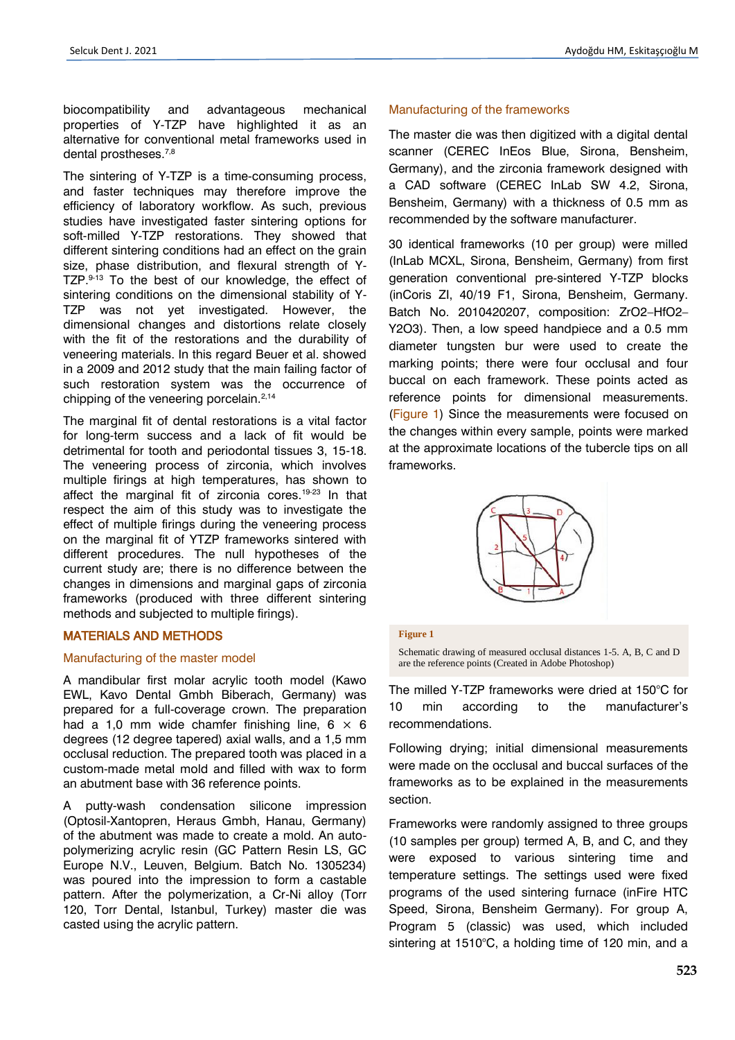biocompatibility and advantageous mechanical properties of Y-TZP have highlighted it as an alternative for conventional metal frameworks used in dental prostheses.[7,8]

The sintering of Y-TZP is a time-consuming process, and faster techniques may therefore improve the efficiency of laboratory workflow. As such, previous studies have investigated faster sintering options for soft-milled Y-TZP restorations. They showed that different sintering conditions had an effect on the grain size, phase distribution, and flexural strength of Y-TZP.[9-13] To the best of our knowledge, the effect of sintering conditions on the dimensional stability of Y-TZP was not yet investigated. However, the dimensional changes and distortions relate closely with the fit of the restorations and the durability of veneering materials. In this regard Beuer et al. showed in a 2009 and 2012 study that the main failing factor of such restoration system was the occurrence of chipping of the veneering porcelain.[2,14]

The marginal fit of dental restorations is a vital factor for long-term success and a lack of fit would be detrimental for tooth and periodontal tissues 3, 15-18. The veneering process of zirconia, which involves multiple firings at high temperatures, has shown to affect the marginal fit of zirconia cores.[19-23] In that respect the aim of this study was to investigate the effect of multiple firings during the veneering process on the marginal fit of YTZP frameworks sintered with different procedures. The null hypotheses of the current study are; there is no difference between the changes in dimensions and marginal gaps of zirconia frameworks (produced with three different sintering methods and subjected to multiple firings).

## MATERIALS AND METHODS

### Manufacturing of the master model

A mandibular first molar acrylic tooth model (Kawo EWL, Kavo Dental Gmbh Biberach, Germany) was prepared for a full-coverage crown. The preparation had a 1,0 mm wide chamfer finishing line, 6 × 6 degrees (12 degree tapered) axial walls, and a 1,5 mm occlusal reduction. The prepared tooth was placed in a custom-made metal mold and filled with wax to form an abutment base with 36 reference points.

A putty-wash condensation silicone impression (Optosil-Xantopren, Heraus Gmbh, Hanau, Germany) of the abutment was made to create a mold. An auto-polymerizing acrylic resin (GC Pattern Resin LS, GC Europe N.V., Leuven, Belgium. Batch No. 1305234) was poured into the impression to form a castable pattern. After the polymerization, a Cr-Ni alloy (Torr 120, Torr Dental, Istanbul, Turkey) master die was casted using the acrylic pattern.

### Manufacturing of the frameworks

The master die was then digitized with a digital dental scanner (CEREC InEos Blue, Sirona, Bensheim, Germany), and the zirconia framework designed with a CAD software (CEREC InLab SW 4.2, Sirona, Bensheim, Germany) with a thickness of 0.5 mm as recommended by the software manufacturer.

30 identical frameworks (10 per group) were milled (InLab MCXL, Sirona, Bensheim, Germany) from first generation conventional pre-sintered Y-TZP blocks (inCoris ZI, 40/19 F1, Sirona, Bensheim, Germany. Batch No. 2010420207, composition: $ZrO_2$–$HfO_2$–$Y_2O_3$). Then, a low speed handpiece and a 0.5 mm diameter tungsten bur were used to create the marking points; there were four occlusal and four buccal on each framework. These points acted as reference points for dimensional measurements. (Figure 1) Since the measurements were focused on the changes within every sample, points were marked at the approximate locations of the tubercle tips on all frameworks.

**Figure 1**

Schematic drawing of measured occlusal distances 1-5. A, B, C and D are the reference points (Created in Adobe Photoshop)

The milled Y-TZP frameworks were dried at 150°C for 10 min according to the manufacturer's recommendations.

Following drying; initial dimensional measurements were made on the occlusal and buccal surfaces of the frameworks as to be explained in the measurements section.

Frameworks were randomly assigned to three groups (10 samples per group) termed A, B, and C, and they were exposed to various sintering time and temperature settings. The settings used were fixed programs of the used sintering furnace (inFire HTC Speed, Sirona, Bensheim Germany). For group A, Program 5 (classic) was used, which included sintering at 1510°C, a holding time of 120 min, and a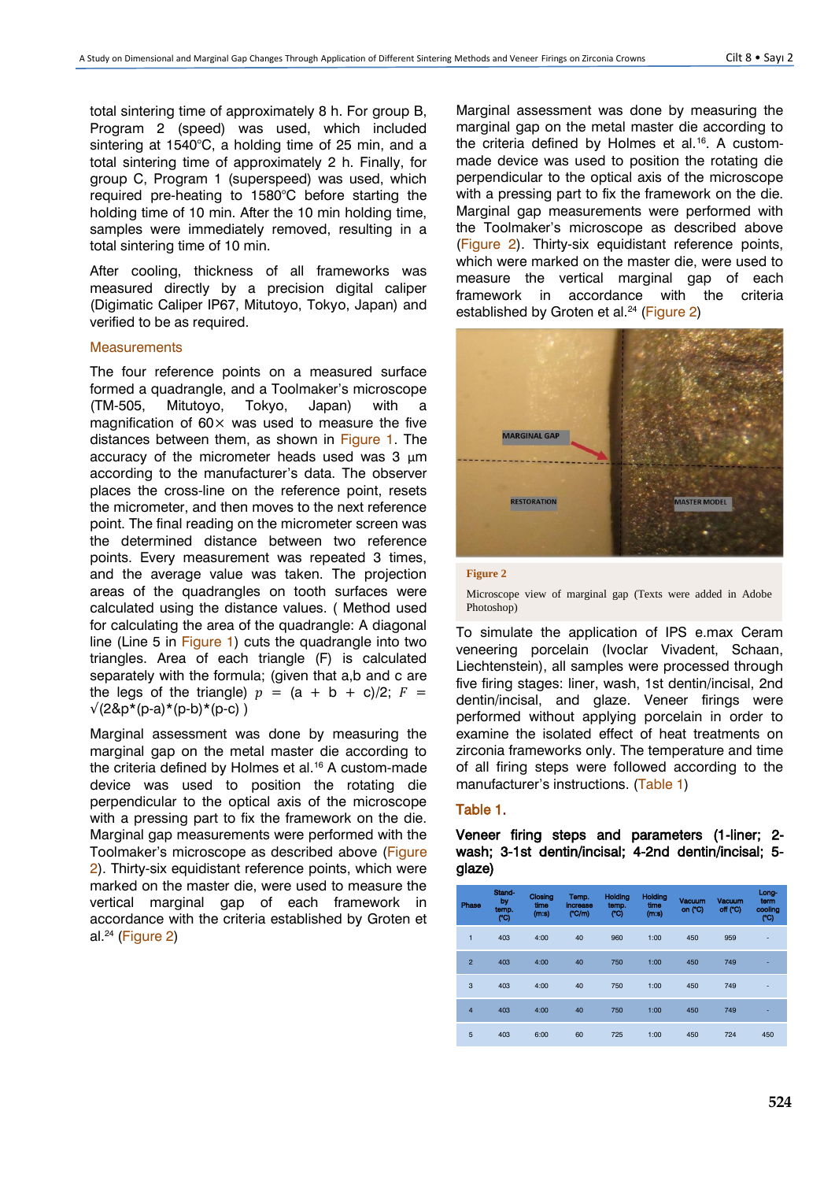total sintering time of approximately 8 h. For group B, Program 2 (speed) was used, which included sintering at 1540°C, a holding time of 25 min, and a total sintering time of approximately 2 h. Finally, for group C, Program 1 (superspeed) was used, which required pre-heating to 1580°C before starting the holding time of 10 min. After the 10 min holding time, samples were immediately removed, resulting in a total sintering time of 10 min.

After cooling, thickness of all frameworks was measured directly by a precision digital caliper (Digimatic Caliper IP67, Mitutoyo, Tokyo, Japan) and verified to be as required.

### Measurements

The four reference points on a measured surface formed a quadrangle, and a Toolmaker's microscope (TM-505, Mitutoyo, Tokyo, Japan) with a magnification of 60× was used to measure the five distances between them, as shown in Figure 1. The accuracy of the micrometer heads used was 3 μm according to the manufacturer's data. The observer places the cross-line on the reference point, resets the micrometer, and then moves to the next reference point. The final reading on the micrometer screen was the determined distance between two reference points. Every measurement was repeated 3 times, and the average value was taken. The projection areas of the quadrangles on tooth surfaces were calculated using the distance values. ( Method used for calculating the area of the quadrangle: A diagonal line (Line 5 in Figure 1) cuts the quadrangle into two triangles. Area of each triangle (F) is calculated separately with the formula; (given that a,b and c are the legs of the triangle) $p = (a + b + c)/2$; $F = \sqrt{(2\&p*(p-a)*(p-b)*(p-c)}$ )

Marginal assessment was done by measuring the marginal gap on the metal master die according to the criteria defined by Holmes et al.[16] A custom-made device was used to position the rotating die perpendicular to the optical axis of the microscope with a pressing part to fix the framework on the die. Marginal gap measurements were performed with the Toolmaker's microscope as described above (Figure 2). Thirty-six equidistant reference points, which were marked on the master die, were used to measure the vertical marginal gap of each framework in accordance with the criteria established by Groten et al.[24] (Figure 2)

Marginal assessment was done by measuring the marginal gap on the metal master die according to the criteria defined by Holmes et al.[16]. A custom-made device was used to position the rotating die perpendicular to the optical axis of the microscope with a pressing part to fix the framework on the die. Marginal gap measurements were performed with the Toolmaker's microscope as described above (Figure 2). Thirty-six equidistant reference points, which were marked on the master die, were used to measure the vertical marginal gap of each framework in accordance with the criteria established by Groten et al.[24] (Figure 2)

**Figure 2**

Microscope view of marginal gap (Texts were added in Adobe Photoshop)

To simulate the application of IPS e.max Ceram veneering porcelain (Ivoclar Vivadent, Schaan, Liechtenstein), all samples were processed through five firing stages: liner, wash, 1st dentin/incisal, 2nd dentin/incisal, and glaze. Veneer firings were performed without applying porcelain in order to examine the isolated effect of heat treatments on zirconia frameworks only. The temperature and time of all firing steps were followed according to the manufacturer's instructions. (Table 1)

### Table 1.

**Veneer firing steps and parameters (1-liner; 2-wash; 3-1st dentin/incisal; 4-2nd dentin/incisal; 5-glaze)**

| Phase | Stand-by temp. (°C) | Closing time (m:s) | Temp. increase (°C/m) | Holding temp. (°C) | Holding time (m:s) | Vacuum on (°C) | Vacuum off (°C) | Long-term cooling (°C) |
|---|---|---|---|---|---|---|---|---|
| 1 | 403 | 4:00 | 40 | 960 | 1:00 | 450 | 959 | - |
| 2 | 403 | 4:00 | 40 | 750 | 1:00 | 450 | 749 | - |
| 3 | 403 | 4:00 | 40 | 750 | 1:00 | 450 | 749 | - |
| 4 | 403 | 4:00 | 40 | 750 | 1:00 | 450 | 749 | - |
| 5 | 403 | 6:00 | 60 | 725 | 1:00 | 450 | 724 | 450 |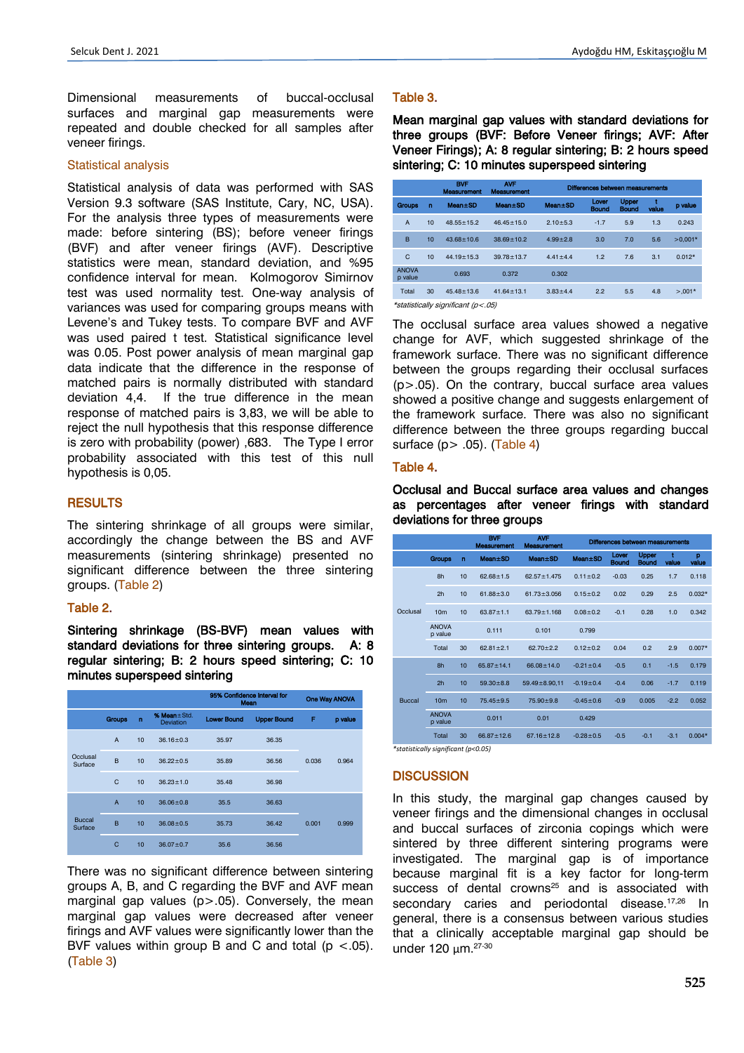Dimensional measurements of buccal-occlusal surfaces and marginal gap measurements were repeated and double checked for all samples after veneer firings.

### Statistical analysis

Statistical analysis of data was performed with SAS Version 9.3 software (SAS Institute, Cary, NC, USA). For the analysis three types of measurements were made: before sintering (BS); before veneer firings (BVF) and after veneer firings (AVF). Descriptive statistics were mean, standard deviation, and %95 confidence interval for mean. Kolmogorov Simirnov test was used normality test. One-way analysis of variances was used for comparing groups means with Levene's and Tukey tests. To compare BVF and AVF was used paired t test. Statistical significance level was 0.05. Post power analysis of mean marginal gap data indicate that the difference in the response of matched pairs is normally distributed with standard deviation 4,4. If the true difference in the mean response of matched pairs is 3,83, we will be able to reject the null hypothesis that this response difference is zero with probability (power) ,683. The Type I error probability associated with this test of this null hypothesis is 0,05.

## RESULTS

The sintering shrinkage of all groups were similar, accordingly the change between the BS and AVF measurements (sintering shrinkage) presented no significant difference between the three sintering groups. (Table 2)

### Table 2.

**Sintering shrinkage (BS-BVF) mean values with standard deviations for three sintering groups. A: 8 regular sintering; B: 2 hours speed sintering; C: 10 minutes superspeed sintering**

| | | | | 95% Confidence Interval for Mean | | One Way ANOVA | |
|---|---|---|---|---|---|---|---|
| | Groups | n | % Mean±Std. Deviation | Lower Bound | Upper Bound | F | p value |
| Occlusal Surface | A | 10 | 36.16±0.3 | 35.97 | 36.35 | 0.036 | 0.964 |
| | B | 10 | 36.22±0.5 | 35.89 | 36.56 | | |
| | C | 10 | 36.23±1.0 | 35.48 | 36.98 | | |
| Buccal Surface | A | 10 | 36.06±0.8 | 35.5 | 36.63 | 0.001 | 0.999 |
| | B | 10 | 36.08±0.5 | 35.73 | 36.42 | | |
| | C | 10 | 36.07±0.7 | 35.6 | 36.56 | | |

There was no significant difference between sintering groups A, B, and C regarding the BVF and AVF mean marginal gap values (p>.05). Conversely, the mean marginal gap values were decreased after veneer firings and AVF values were significantly lower than the BVF values within group B and C and total (p <.05). (Table 3)

### Table 3.

**Mean marginal gap values with standard deviations for three groups (BVF: Before Veneer firings; AVF: After Veneer Firings); A: 8 regular sintering; B: 2 hours speed sintering; C: 10 minutes superspeed sintering**

| | | BVF Measurement | AVF Measurement | Differences between measurements | | | | |
|---|---|---|---|---|---|---|---|---|
| Groups | n | Mean±SD | Mean±SD | Mean±SD | Lower Bound | Upper Bound | t value | p value |
| A | 10 | 48.55±15.2 | 46.45±15.0 | 2.10±5.3 | -1.7 | 5.9 | 1.3 | 0.243 |
| B | 10 | 43.68±10.6 | 38.69±10.2 | 4.99±2.8 | 3.0 | 7.0 | 5.6 | >0,001* |
| C | 10 | 44.19±15.3 | 39.78±13.7 | 4.41±4.4 | 1.2 | 7.6 | 3.1 | 0.012* |
| ANOVA p value | | 0.693 | 0.372 | 0.302 | | | | |
| Total | 30 | 45.48±13.6 | 41.64±13.1 | 3.83±4.4 | 2.2 | 5.5 | 4.8 | >,001* |

*statistically significant (p<.05)

The occlusal surface area values showed a negative change for AVF, which suggested shrinkage of the framework surface. There was no significant difference between the groups regarding their occlusal surfaces (p>.05). On the contrary, buccal surface area values showed a positive change and suggests enlargement of the framework surface. There was also no significant difference between the three groups regarding buccal surface (p> .05). (Table 4)

### Table 4.

**Occlusal and Buccal surface area values and changes as percentages after veneer firings with standard deviations for three groups**

| | | | BVF Measurement | AVF Measurement | Differences between measurements | | | | |
|---|---|---|---|---|---|---|---|---|---|
| | Groups | n | Mean±SD | Mean±SD | Mean±SD | Lower Bound | Upper Bound | t value | p value |
| Occlusal | 8h | 10 | 62.68±1.5 | 62.57±1.475 | 0.11±0.2 | -0.03 | 0.25 | 1.7 | 0.118 |
| | 2h | 10 | 61.88±3.0 | 61.73±3.056 | 0.15±0.2 | 0.02 | 0.29 | 2.5 | 0.032* |
| | 10m | 10 | 63.87±1.1 | 63.79±1.168 | 0.08±0.2 | -0.1 | 0.28 | 1.0 | 0.342 |
| | ANOVA p value | | 0.111 | 0.101 | 0.799 | | | | |
| | Total | 30 | 62.81±2.1 | 62.70±2.2 | 0.12±0.2 | 0.04 | 0.2 | 2.9 | 0.007* |
| Buccal | 8h | 10 | 65.87±14.1 | 66.08±14.0 | -0.21±0.4 | -0.5 | 0.1 | -1.5 | 0.179 |
| | 2h | 10 | 59.30±8.8 | 59.49±8.90,11 | -0.19±0.4 | -0.4 | 0.06 | -1.7 | 0.119 |
| | 10m | 10 | 75.45±9.5 | 75.90±9.8 | -0.45±0.6 | -0.9 | 0.005 | -2.2 | 0.052 |
| | ANOVA p value | | 0.011 | 0.01 | 0.429 | | | | |
| | Total | 30 | 66.87±12.6 | 67.16±12.8 | -0.28±0.5 | -0.5 | -0.1 | -3.1 | 0.004* |

*statistically significant (p<0.05)

## DISCUSSION

In this study, the marginal gap changes caused by veneer firings and the dimensional changes in occlusal and buccal surfaces of zirconia copings which were sintered by three different sintering programs were investigated. The marginal gap is of importance because marginal fit is a key factor for long-term success of dental crowns[25] and is associated with secondary caries and periodontal disease.[17,26] In general, there is a consensus between various studies that a clinically acceptable marginal gap should be under 120 μm.[27-30]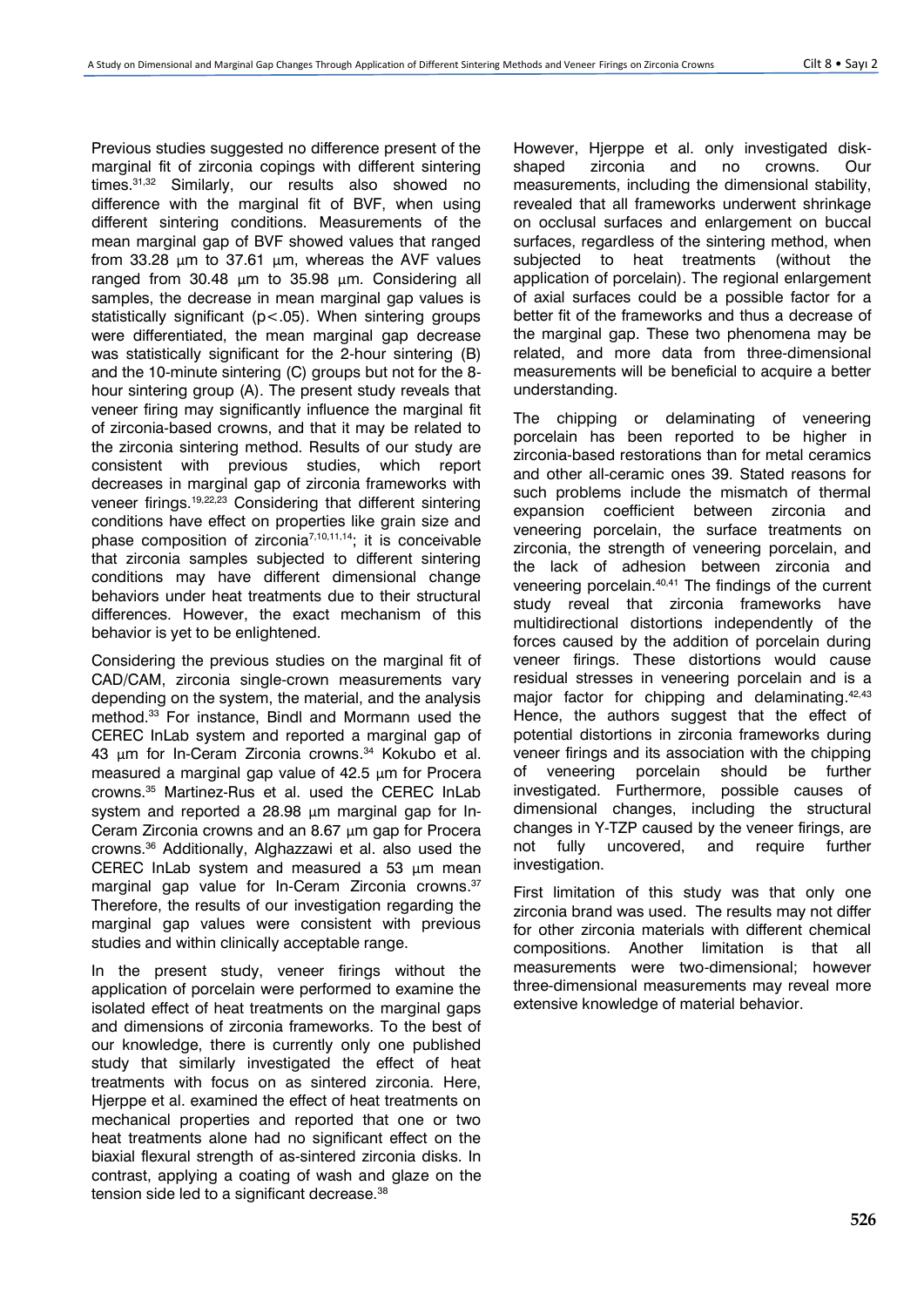Previous studies suggested no difference present of the marginal fit of zirconia copings with different sintering times.[31,32] Similarly, our results also showed no difference with the marginal fit of BVF, when using different sintering conditions. Measurements of the mean marginal gap of BVF showed values that ranged from 33.28 µm to 37.61 µm, whereas the AVF values ranged from 30.48 µm to 35.98 µm. Considering all samples, the decrease in mean marginal gap values is statistically significant ($p<.05$). When sintering groups were differentiated, the mean marginal gap decrease was statistically significant for the 2-hour sintering (B) and the 10-minute sintering (C) groups but not for the 8-hour sintering group (A). The present study reveals that veneer firing may significantly influence the marginal fit of zirconia-based crowns, and that it may be related to the zirconia sintering method. Results of our study are consistent with previous studies, which report decreases in marginal gap of zirconia frameworks with veneer firings.[19,22,23] Considering that different sintering conditions have effect on properties like grain size and phase composition of zirconia[7,10,11,14]; it is conceivable that zirconia samples subjected to different sintering conditions may have different dimensional change behaviors under heat treatments due to their structural differences. However, the exact mechanism of this behavior is yet to be enlightened.

Considering the previous studies on the marginal fit of CAD/CAM, zirconia single-crown measurements vary depending on the system, the material, and the analysis method.[33] For instance, Bindl and Mormann used the CEREC InLab system and reported a marginal gap of 43 µm for In-Ceram Zirconia crowns.[34] Kokubo et al. measured a marginal gap value of 42.5 µm for Procera crowns.[35] Martinez-Rus et al. used the CEREC InLab system and reported a 28.98 µm marginal gap for In-Ceram Zirconia crowns and an 8.67 µm gap for Procera crowns.[36] Additionally, Alghazzawi et al. also used the CEREC InLab system and measured a 53 µm mean marginal gap value for In-Ceram Zirconia crowns.[37] Therefore, the results of our investigation regarding the marginal gap values were consistent with previous studies and within clinically acceptable range.

In the present study, veneer firings without the application of porcelain were performed to examine the isolated effect of heat treatments on the marginal gaps and dimensions of zirconia frameworks. To the best of our knowledge, there is currently only one published study that similarly investigated the effect of heat treatments with focus on as sintered zirconia. Here, Hjerppe et al. examined the effect of heat treatments on mechanical properties and reported that one or two heat treatments alone had no significant effect on the biaxial flexural strength of as-sintered zirconia disks. In contrast, applying a coating of wash and glaze on the tension side led to a significant decrease.[38]

However, Hjerppe et al. only investigated disk-shaped zirconia and no crowns. Our measurements, including the dimensional stability, revealed that all frameworks underwent shrinkage on occlusal surfaces and enlargement on buccal surfaces, regardless of the sintering method, when subjected to heat treatments (without the application of porcelain). The regional enlargement of axial surfaces could be a possible factor for a better fit of the frameworks and thus a decrease of the marginal gap. These two phenomena may be related, and more data from three-dimensional measurements will be beneficial to acquire a better understanding.

The chipping or delaminating of veneering porcelain has been reported to be higher in zirconia-based restorations than for metal ceramics and other all-ceramic ones 39. Stated reasons for such problems include the mismatch of thermal expansion coefficient between zirconia and veneering porcelain, the surface treatments on zirconia, the strength of veneering porcelain, and the lack of adhesion between zirconia and veneering porcelain.[40,41] The findings of the current study reveal that zirconia frameworks have multidirectional distortions independently of the forces caused by the addition of porcelain during veneer firings. These distortions would cause residual stresses in veneering porcelain and is a major factor for chipping and delaminating.[42,43] Hence, the authors suggest that the effect of potential distortions in zirconia frameworks during veneer firings and its association with the chipping of veneering porcelain should be further investigated. Furthermore, possible causes of dimensional changes, including the structural changes in Y-TZP caused by the veneer firings, are not fully uncovered, and require further investigation.

First limitation of this study was that only one zirconia brand was used. The results may not differ for other zirconia materials with different chemical compositions. Another limitation is that all measurements were two-dimensional; however three-dimensional measurements may reveal more extensive knowledge of material behavior.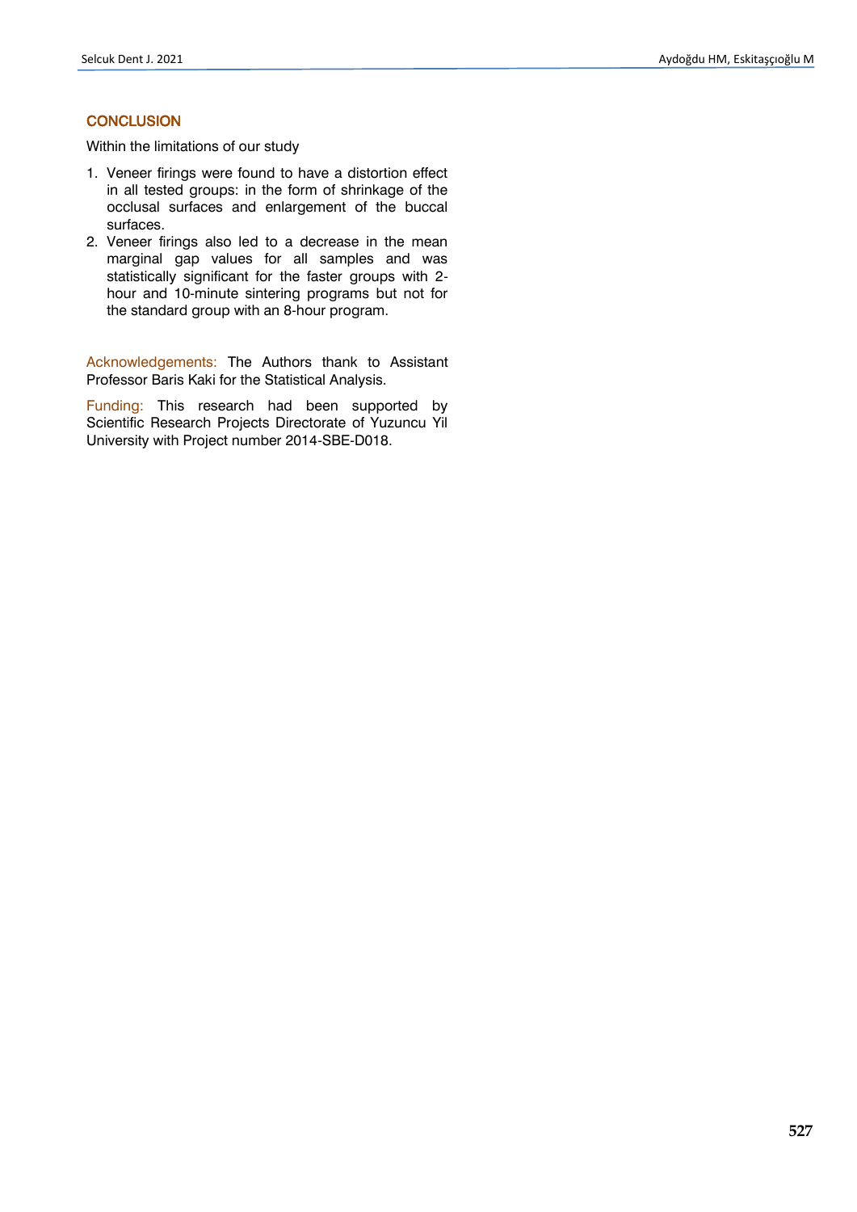## CONCLUSION

Within the limitations of our study

1. Veneer firings were found to have a distortion effect in all tested groups: in the form of shrinkage of the occlusal surfaces and enlargement of the buccal surfaces.
2. Veneer firings also led to a decrease in the mean marginal gap values for all samples and was statistically significant for the faster groups with 2-hour and 10-minute sintering programs but not for the standard group with an 8-hour program.

Acknowledgements: The Authors thank to Assistant Professor Baris Kaki for the Statistical Analysis.

Funding: This research had been supported by Scientific Research Projects Directorate of Yuzuncu Yil University with Project number 2014-SBE-D018.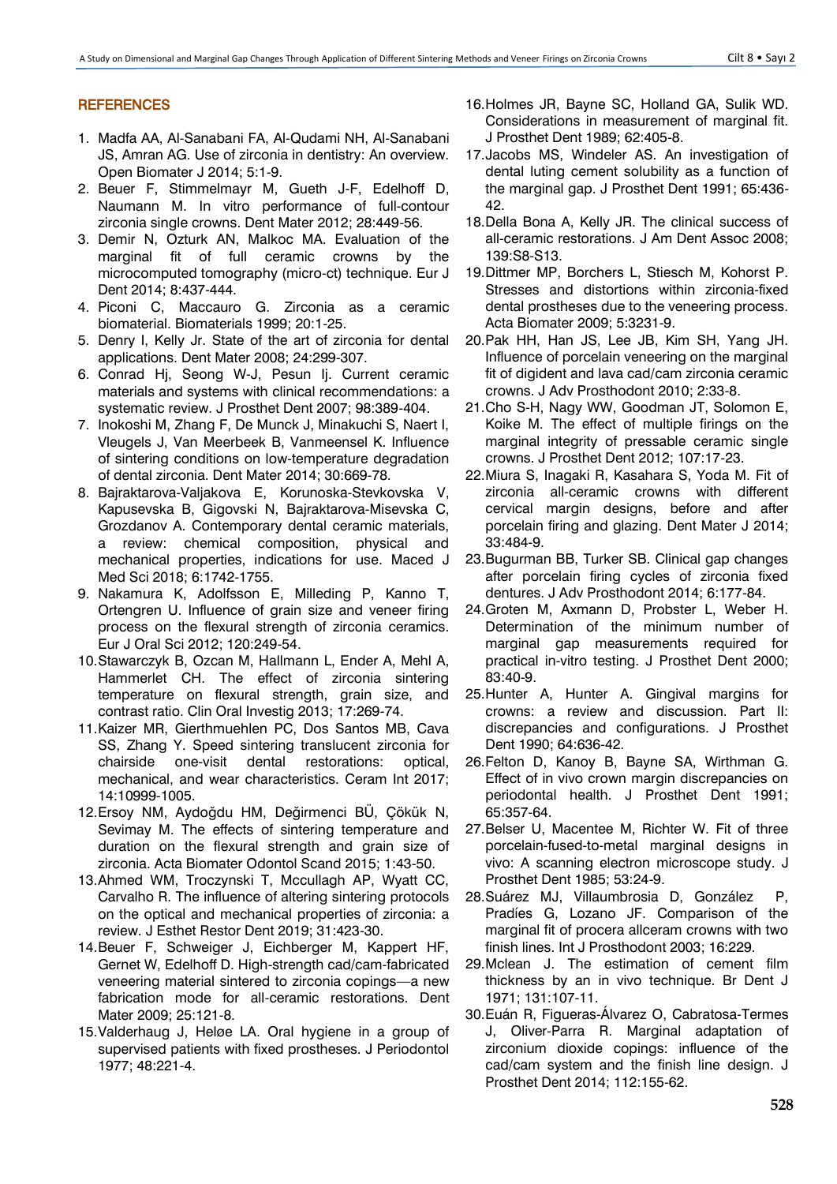## REFERENCES

1. Madfa AA, Al-Sanabani FA, Al-Qudami NH, Al-Sanabani JS, Amran AG. Use of zirconia in dentistry: An overview. Open Biomater J 2014; 5:1-9.
2. Beuer F, Stimmelmayr M, Gueth J-F, Edelhoff D, Naumann M. In vitro performance of full-contour zirconia single crowns. Dent Mater 2012; 28:449-56.
3. Demir N, Ozturk AN, Malkoc MA. Evaluation of the marginal fit of full ceramic crowns by the microcomputed tomography (micro-ct) technique. Eur J Dent 2014; 8:437-444.
4. Piconi C, Maccauro G. Zirconia as a ceramic biomaterial. Biomaterials 1999; 20:1-25.
5. Denry I, Kelly Jr. State of the art of zirconia for dental applications. Dent Mater 2008; 24:299-307.
6. Conrad Hj, Seong W-J, Pesun Ij. Current ceramic materials and systems with clinical recommendations: a systematic review. J Prosthet Dent 2007; 98:389-404.
7. Inokoshi M, Zhang F, De Munck J, Minakuchi S, Naert I, Vleugels J, Van Meerbeek B, Vanmeensel K. Influence of sintering conditions on low-temperature degradation of dental zirconia. Dent Mater 2014; 30:669-78.
8. Bajraktarova-Valjakova E, Korunoska-Stevkovska V, Kapusevska B, Gigovski N, Bajraktarova-Misevska C, Grozdanov A. Contemporary dental ceramic materials, a review: chemical composition, physical and mechanical properties, indications for use. Maced J Med Sci 2018; 6:1742-1755.
9. Nakamura K, Adolfsson E, Milleding P, Kanno T, Ortengren U. Influence of grain size and veneer firing process on the flexural strength of zirconia ceramics. Eur J Oral Sci 2012; 120:249-54.
10. Stawarczyk B, Ozcan M, Hallmann L, Ender A, Mehl A, Hammerlet CH. The effect of zirconia sintering temperature on flexural strength, grain size, and contrast ratio. Clin Oral Investig 2013; 17:269-74.
11. Kaizer MR, Gierthmuehlen PC, Dos Santos MB, Cava SS, Zhang Y. Speed sintering translucent zirconia for chairside one-visit dental restorations: optical, mechanical, and wear characteristics. Ceram Int 2017; 14:10999-1005.
12. Ersoy NM, Aydoğdu HM, Değirmenci BÜ, Çökük N, Sevimay M. The effects of sintering temperature and duration on the flexural strength and grain size of zirconia. Acta Biomater Odontol Scand 2015; 1:43-50.
13. Ahmed WM, Troczynski T, Mccullagh AP, Wyatt CC, Carvalho R. The influence of altering sintering protocols on the optical and mechanical properties of zirconia: a review. J Esthet Restor Dent 2019; 31:423-30.
14. Beuer F, Schweiger J, Eichberger M, Kappert HF, Gernet W, Edelhoff D. High-strength cad/cam-fabricated veneering material sintered to zirconia copings—a new fabrication mode for all-ceramic restorations. Dent Mater 2009; 25:121-8.
15. Valderhaug J, Heløe LA. Oral hygiene in a group of supervised patients with fixed prostheses. J Periodontol 1977; 48:221-4.
16. Holmes JR, Bayne SC, Holland GA, Sulik WD. Considerations in measurement of marginal fit. J Prosthet Dent 1989; 62:405-8.
17. Jacobs MS, Windeler AS. An investigation of dental luting cement solubility as a function of the marginal gap. J Prosthet Dent 1991; 65:436-42.
18. Della Bona A, Kelly JR. The clinical success of all-ceramic restorations. J Am Dent Assoc 2008; 139:S8-S13.
19. Dittmer MP, Borchers L, Stiesch M, Kohorst P. Stresses and distortions within zirconia-fixed dental prostheses due to the veneering process. Acta Biomater 2009; 5:3231-9.
20. Pak HH, Han JS, Lee JB, Kim SH, Yang JH. Influence of porcelain veneering on the marginal fit of digident and lava cad/cam zirconia ceramic crowns. J Adv Prosthodont 2010; 2:33-8.
21. Cho S-H, Nagy WW, Goodman JT, Solomon E, Koike M. The effect of multiple firings on the marginal integrity of pressable ceramic single crowns. J Prosthet Dent 2012; 107:17-23.
22. Miura S, Inagaki R, Kasahara S, Yoda M. Fit of zirconia all-ceramic crowns with different cervical margin designs, before and after porcelain firing and glazing. Dent Mater J 2014; 33:484-9.
23. Bugurman BB, Turker SB. Clinical gap changes after porcelain firing cycles of zirconia fixed dentures. J Adv Prosthodont 2014; 6:177-84.
24. Groten M, Axmann D, Probster L, Weber H. Determination of the minimum number of marginal gap measurements required for practical in-vitro testing. J Prosthet Dent 2000; 83:40-9.
25. Hunter A, Hunter A. Gingival margins for crowns: a review and discussion. Part II: discrepancies and configurations. J Prosthet Dent 1990; 64:636-42.
26. Felton D, Kanoy B, Bayne SA, Wirthman G. Effect of in vivo crown margin discrepancies on periodontal health. J Prosthet Dent 1991; 65:357-64.
27. Belser U, Macentee M, Richter W. Fit of three porcelain-fused-to-metal marginal designs in vivo: A scanning electron microscope study. J Prosthet Dent 1985; 53:24-9.
28. Suárez MJ, Villaumbrosia D, González P, Pradíes G, Lozano JF. Comparison of the marginal fit of procera allceram crowns with two finish lines. Int J Prosthodont 2003; 16:229.
29. Mclean J. The estimation of cement film thickness by an in vivo technique. Br Dent J 1971; 131:107-11.
30. Euán R, Figueras-Álvarez O, Cabratosa-Termes J, Oliver-Parra R. Marginal adaptation of zirconium dioxide copings: influence of the cad/cam system and the finish line design. J Prosthet Dent 2014; 112:155-62.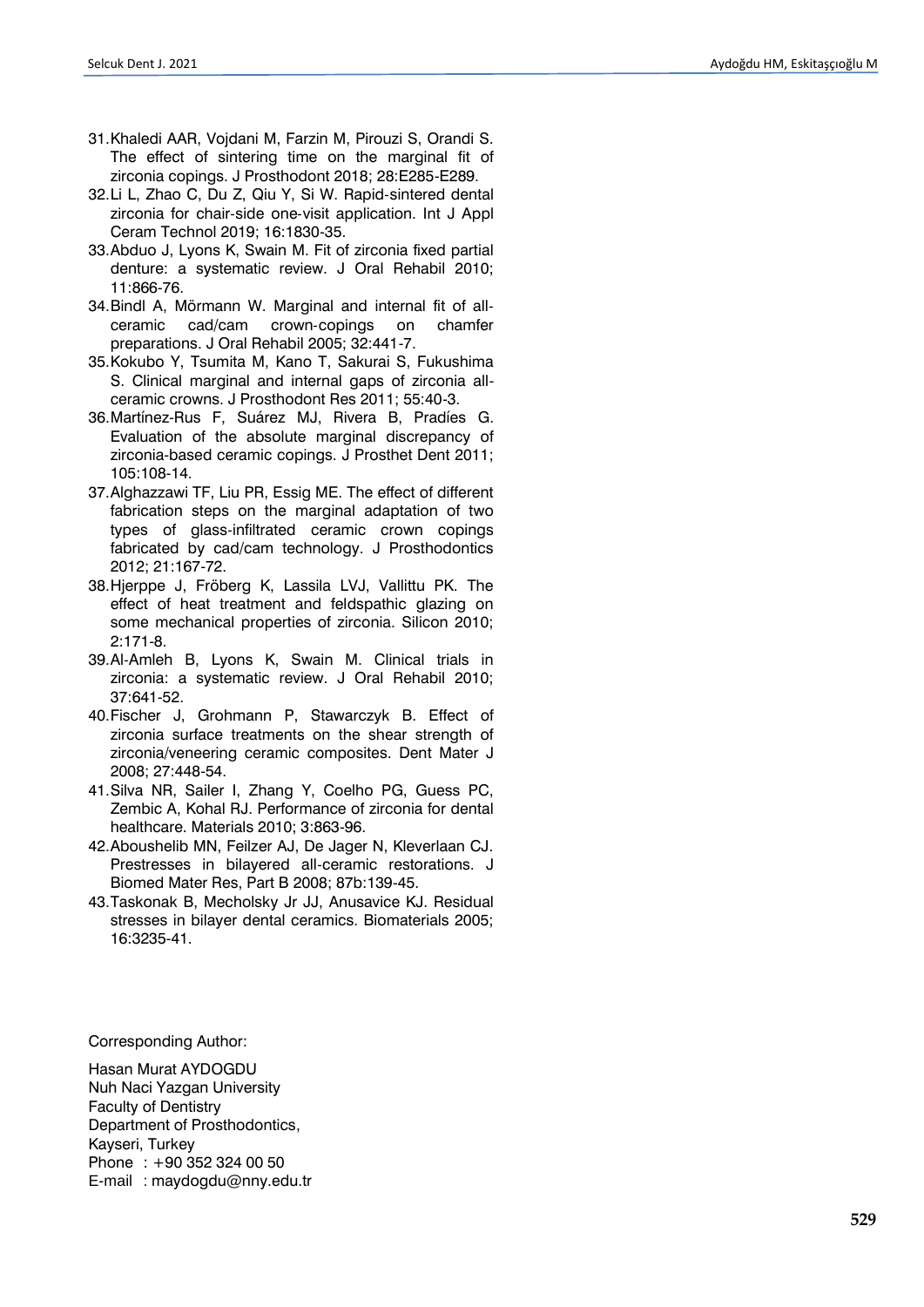31. Khaledi AAR, Vojdani M, Farzin M, Pirouzi S, Orandi S. The effect of sintering time on the marginal fit of zirconia copings. J Prosthodont 2018; 28:E285-E289.
32. Li L, Zhao C, Du Z, Qiu Y, Si W. Rapid-sintered dental zirconia for chair-side one-visit application. Int J Appl Ceram Technol 2019; 16:1830-35.
33. Abduo J, Lyons K, Swain M. Fit of zirconia fixed partial denture: a systematic review. J Oral Rehabil 2010; 11:866-76.
34. Bindl A, Mörmann W. Marginal and internal fit of all-ceramic cad/cam crown-copings on chamfer preparations. J Oral Rehabil 2005; 32:441-7.
35. Kokubo Y, Tsumita M, Kano T, Sakurai S, Fukushima S. Clinical marginal and internal gaps of zirconia all-ceramic crowns. J Prosthodont Res 2011; 55:40-3.
36. Martínez-Rus F, Suárez MJ, Rivera B, Pradíes G. Evaluation of the absolute marginal discrepancy of zirconia-based ceramic copings. J Prosthet Dent 2011; 105:108-14.
37. Alghazzawi TF, Liu PR, Essig ME. The effect of different fabrication steps on the marginal adaptation of two types of glass-infiltrated ceramic crown copings fabricated by cad/cam technology. J Prosthodontics 2012; 21:167-72.
38. Hjerppe J, Fröberg K, Lassila LVJ, Vallittu PK. The effect of heat treatment and feldspathic glazing on some mechanical properties of zirconia. Silicon 2010; 2:171-8.
39. Al-Amleh B, Lyons K, Swain M. Clinical trials in zirconia: a systematic review. J Oral Rehabil 2010; 37:641-52.
40. Fischer J, Grohmann P, Stawarczyk B. Effect of zirconia surface treatments on the shear strength of zirconia/veneering ceramic composites. Dent Mater J 2008; 27:448-54.
41. Silva NR, Sailer I, Zhang Y, Coelho PG, Guess PC, Zembic A, Kohal RJ. Performance of zirconia for dental healthcare. Materials 2010; 3:863-96.
42. Aboushelib MN, Feilzer AJ, De Jager N, Kleverlaan CJ. Prestresses in bilayered all-ceramic restorations. J Biomed Mater Res, Part B 2008; 87b:139-45.
43. Taskonak B, Mecholsky Jr JJ, Anusavice KJ. Residual stresses in bilayer dental ceramics. Biomaterials 2005; 16:3235-41.

Corresponding Author:

Hasan Murat AYDOGDU
Nuh Naci Yazgan University
Faculty of Dentistry
Department of Prosthodontics,
Kayseri, Turkey
Phone : +90 352 324 00 50
E-mail : maydogdu@nny.edu.tr